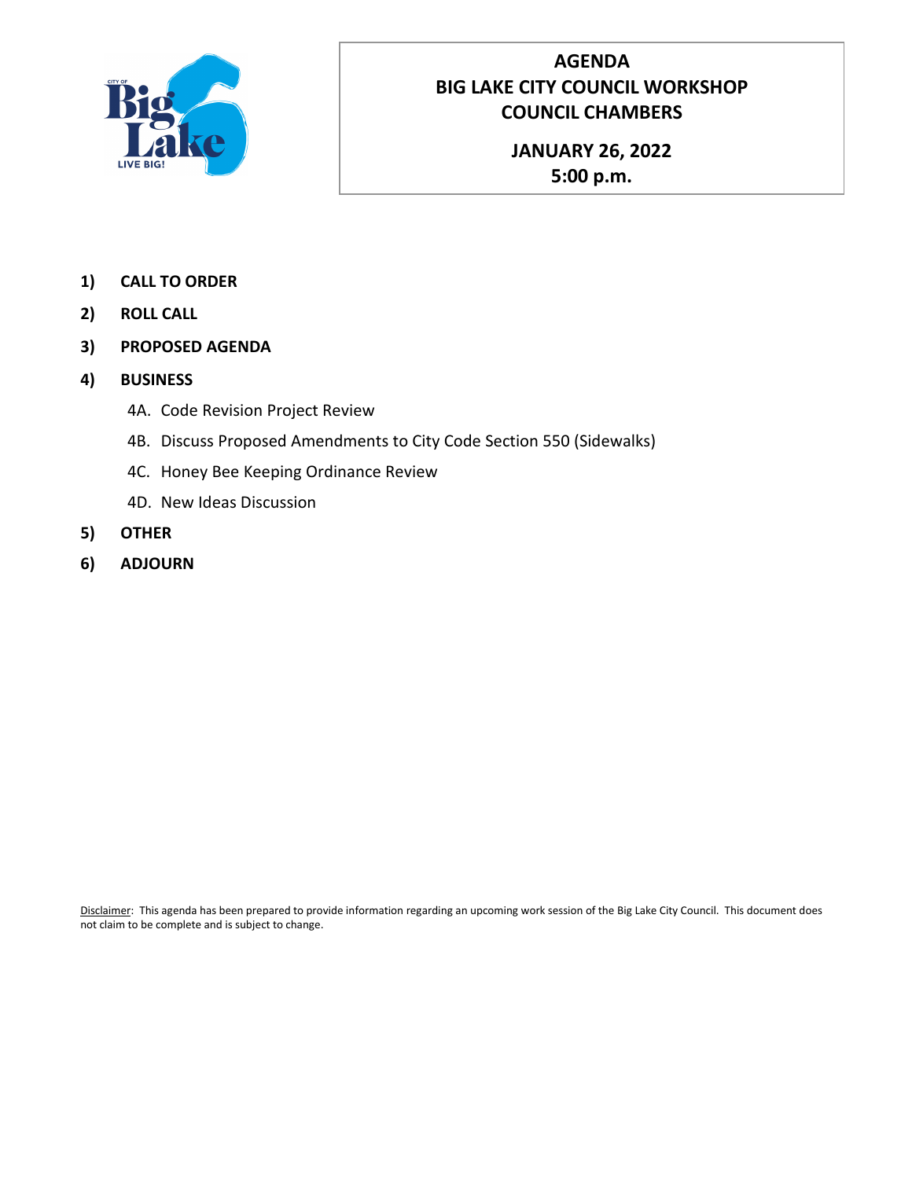# AGENDA
# BIG LAKE CITY COUNCIL WORKSHOP
# COUNCIL CHAMBERS

**JANUARY 26, 2022**
**5:00 p.m.**

1) **CALL TO ORDER**
2) **ROLL CALL**
3) **PROPOSED AGENDA**
4) **BUSINESS**
   - 4A. Code Revision Project Review
   - 4B. Discuss Proposed Amendments to City Code Section 550 (Sidewalks)
   - 4C. Honey Bee Keeping Ordinance Review
   - 4D. New Ideas Discussion
5) **OTHER**
6) **ADJOURN**

Disclaimer: This agenda has been prepared to provide information regarding an upcoming work session of the Big Lake City Council. This document does not claim to be complete and is subject to change.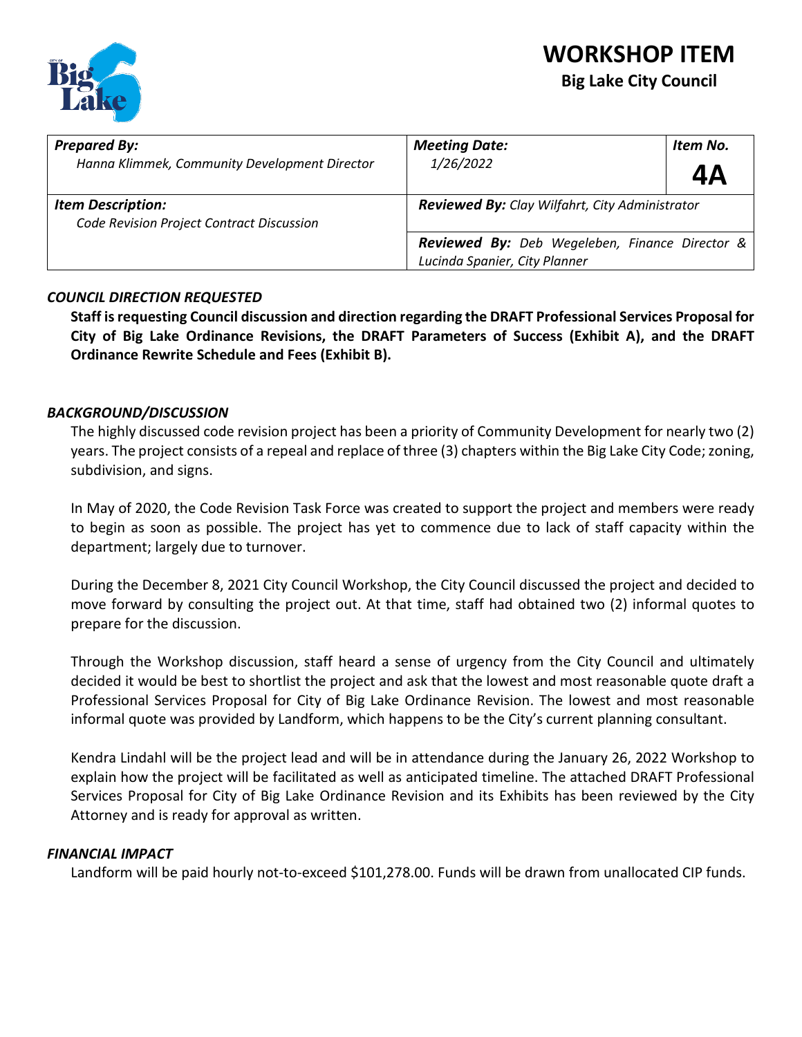# WORKSHOP ITEM

## Big Lake City Council

| *Prepared By:* Hanna Klimmek, Community Development Director | *Meeting Date:* 1/26/2022 | *Item No.* **4A** |
|---|---|---|
| *Item Description:* Code Revision Project Contract Discussion | *Reviewed By:* Clay Wilfahrt, City Administrator | |
| | *Reviewed By:* Deb Wegeleben, Finance Director & Lucinda Spanier, City Planner | |

### *COUNCIL DIRECTION REQUESTED*

**Staff is requesting Council discussion and direction regarding the DRAFT Professional Services Proposal for City of Big Lake Ordinance Revisions, the DRAFT Parameters of Success (Exhibit A), and the DRAFT Ordinance Rewrite Schedule and Fees (Exhibit B).**

### *BACKGROUND/DISCUSSION*

The highly discussed code revision project has been a priority of Community Development for nearly two (2) years. The project consists of a repeal and replace of three (3) chapters within the Big Lake City Code; zoning, subdivision, and signs.

In May of 2020, the Code Revision Task Force was created to support the project and members were ready to begin as soon as possible. The project has yet to commence due to lack of staff capacity within the department; largely due to turnover.

During the December 8, 2021 City Council Workshop, the City Council discussed the project and decided to move forward by consulting the project out. At that time, staff had obtained two (2) informal quotes to prepare for the discussion.

Through the Workshop discussion, staff heard a sense of urgency from the City Council and ultimately decided it would be best to shortlist the project and ask that the lowest and most reasonable quote draft a Professional Services Proposal for City of Big Lake Ordinance Revision. The lowest and most reasonable informal quote was provided by Landform, which happens to be the City's current planning consultant.

Kendra Lindahl will be the project lead and will be in attendance during the January 26, 2022 Workshop to explain how the project will be facilitated as well as anticipated timeline. The attached DRAFT Professional Services Proposal for City of Big Lake Ordinance Revision and its Exhibits has been reviewed by the City Attorney and is ready for approval as written.

### *FINANCIAL IMPACT*

Landform will be paid hourly not-to-exceed $101,278.00. Funds will be drawn from unallocated CIP funds.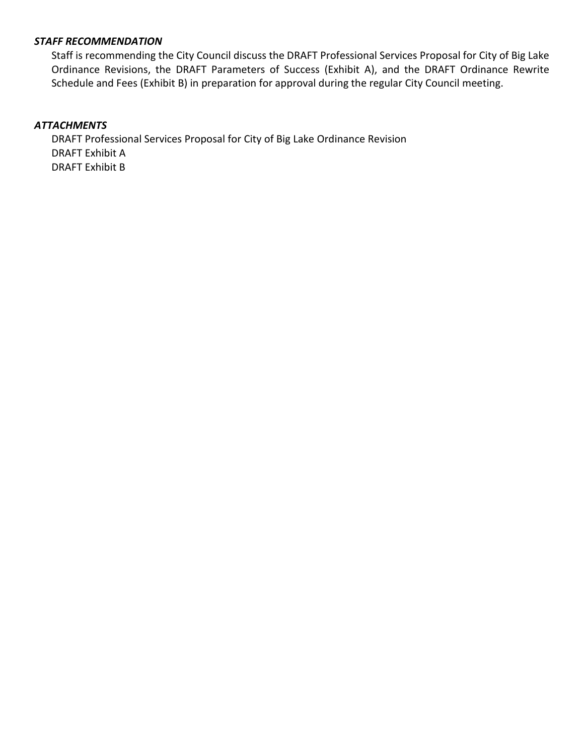### *STAFF RECOMMENDATION*

Staff is recommending the City Council discuss the DRAFT Professional Services Proposal for City of Big Lake Ordinance Revisions, the DRAFT Parameters of Success (Exhibit A), and the DRAFT Ordinance Rewrite Schedule and Fees (Exhibit B) in preparation for approval during the regular City Council meeting.

### *ATTACHMENTS*

DRAFT Professional Services Proposal for City of Big Lake Ordinance Revision
DRAFT Exhibit A
DRAFT Exhibit B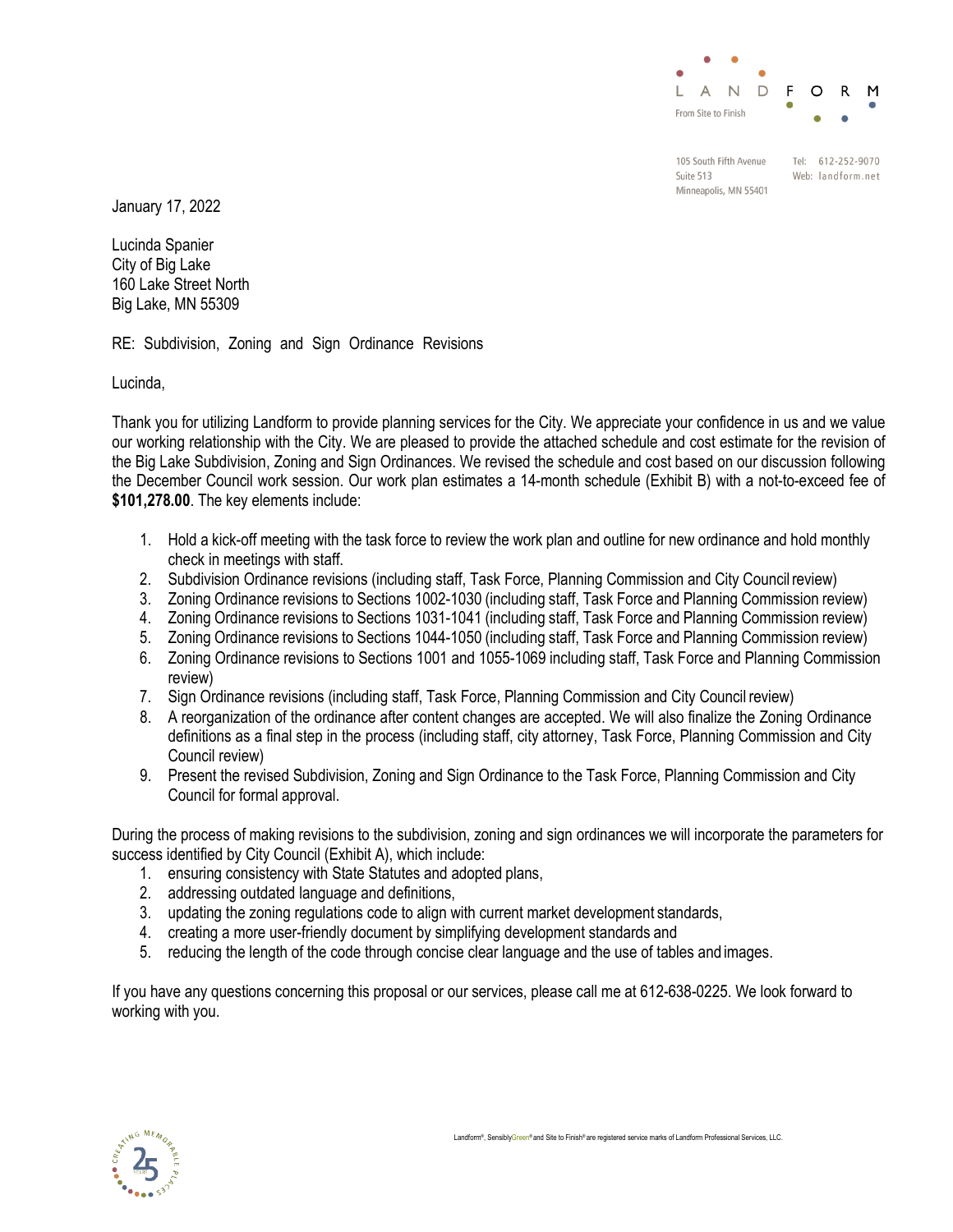LANDFORM

From Site to Finish

105 South Fifth Avenue
Suite 513
Minneapolis, MN 55401

Tel: 612-252-9070
Web: landform.net

January 17, 2022

Lucinda Spanier
City of Big Lake
160 Lake Street North
Big Lake, MN 55309

RE: Subdivision, Zoning and Sign Ordinance Revisions

Lucinda,

Thank you for utilizing Landform to provide planning services for the City. We appreciate your confidence in us and we value our working relationship with the City. We are pleased to provide the attached schedule and cost estimate for the revision of the Big Lake Subdivision, Zoning and Sign Ordinances. We revised the schedule and cost based on our discussion following the December Council work session. Our work plan estimates a 14-month schedule (Exhibit B) with a not-to-exceed fee of **$101,278.00**. The key elements include:

1. Hold a kick-off meeting with the task force to review the work plan and outline for new ordinance and hold monthly check in meetings with staff.
2. Subdivision Ordinance revisions (including staff, Task Force, Planning Commission and City Council review)
3. Zoning Ordinance revisions to Sections 1002-1030 (including staff, Task Force and Planning Commission review)
4. Zoning Ordinance revisions to Sections 1031-1041 (including staff, Task Force and Planning Commission review)
5. Zoning Ordinance revisions to Sections 1044-1050 (including staff, Task Force and Planning Commission review)
6. Zoning Ordinance revisions to Sections 1001 and 1055-1069 including staff, Task Force and Planning Commission review)
7. Sign Ordinance revisions (including staff, Task Force, Planning Commission and City Council review)
8. A reorganization of the ordinance after content changes are accepted. We will also finalize the Zoning Ordinance definitions as a final step in the process (including staff, city attorney, Task Force, Planning Commission and City Council review)
9. Present the revised Subdivision, Zoning and Sign Ordinance to the Task Force, Planning Commission and City Council for formal approval.

During the process of making revisions to the subdivision, zoning and sign ordinances we will incorporate the parameters for success identified by City Council (Exhibit A), which include:

1. ensuring consistency with State Statutes and adopted plans,
2. addressing outdated language and definitions,
3. updating the zoning regulations code to align with current market development standards,
4. creating a more user-friendly document by simplifying development standards and
5. reducing the length of the code through concise clear language and the use of tables and images.

If you have any questions concerning this proposal or our services, please call me at 612-638-0225. We look forward to working with you.

Landform®, SensiblyGreen® and Site to Finish® are registered service marks of Landform Professional Services, LLC.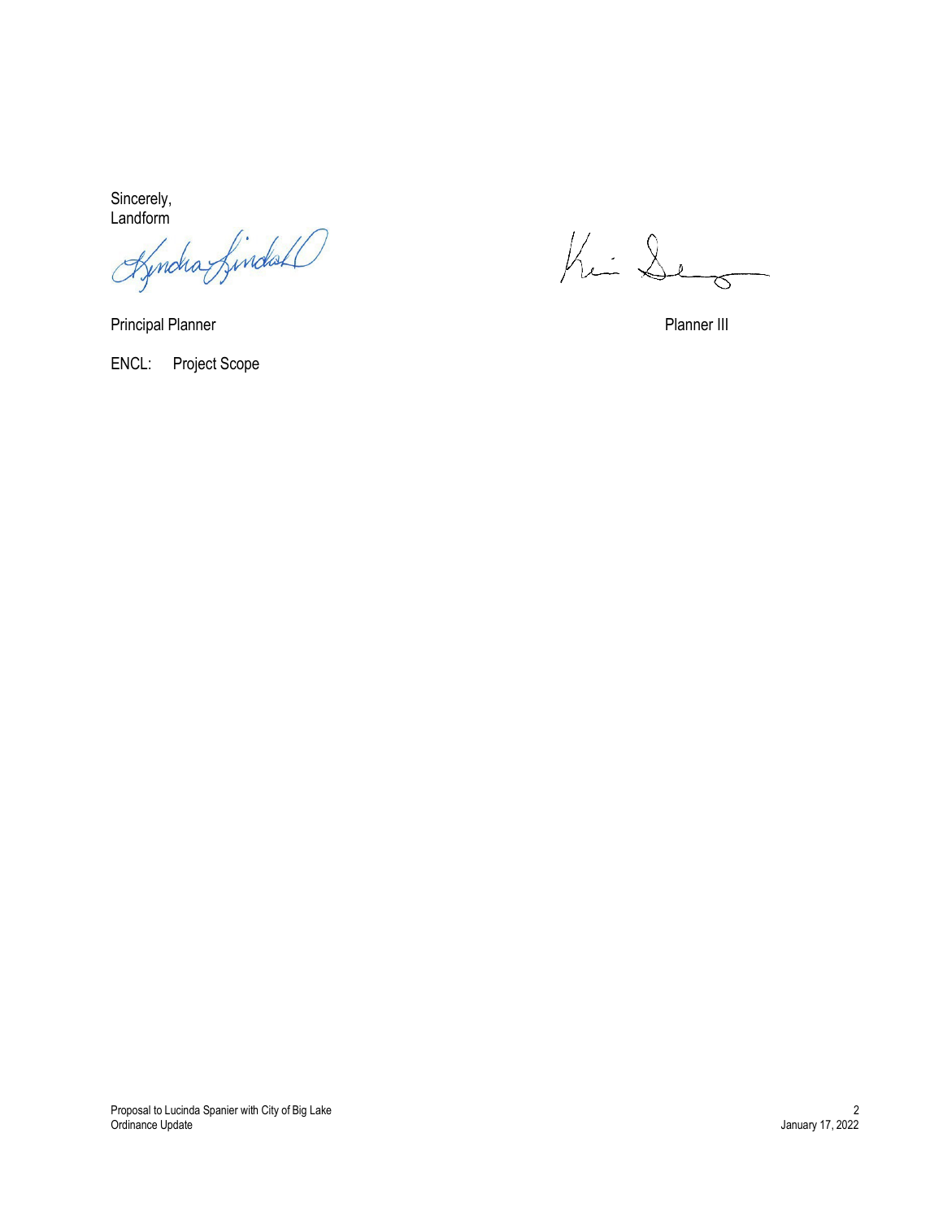Sincerely,
Landform

Principal Planner

Planner III

ENCL: Project Scope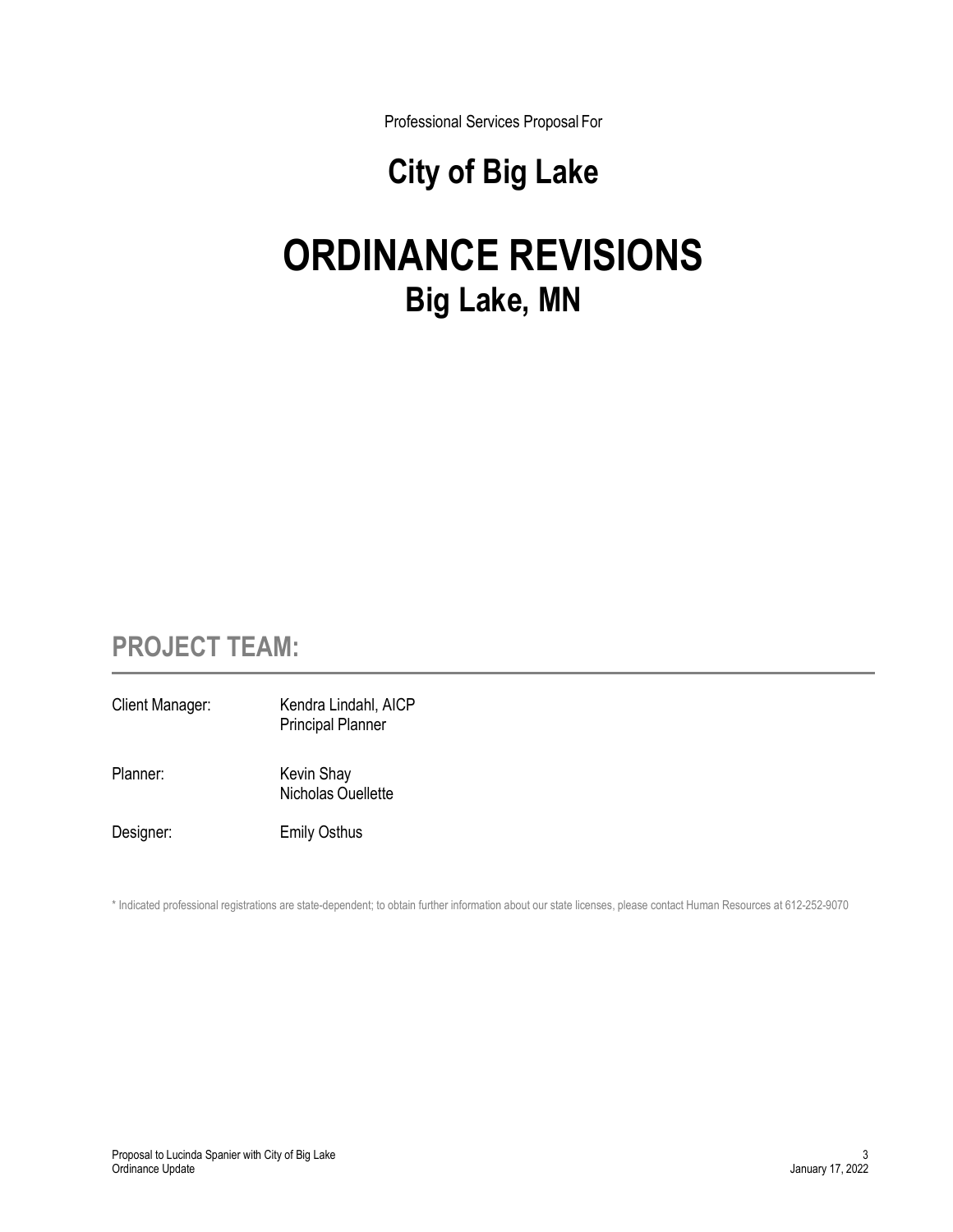Professional Services Proposal For

# City of Big Lake

# ORDINANCE REVISIONS

## Big Lake, MN

## PROJECT TEAM:

| | |
|---|---|
| Client Manager: | Kendra Lindahl, AICP<br>Principal Planner |
| Planner: | Kevin Shay<br>Nicholas Ouellette |
| Designer: | Emily Osthus |

* Indicated professional registrations are state-dependent; to obtain further information about our state licenses, please contact Human Resources at 612-252-9070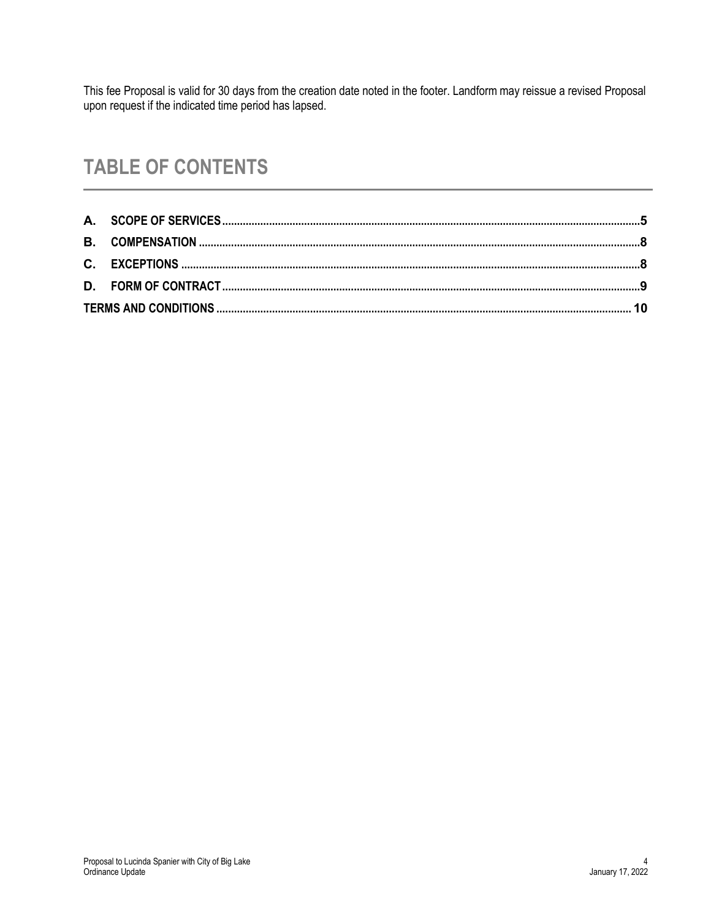This fee Proposal is valid for 30 days from the creation date noted in the footer. Landform may reissue a revised Proposal upon request if the indicated time period has lapsed.

# TABLE OF CONTENTS

**A. SCOPE OF SERVICES ........................................................................................................................................... 5**

**B. COMPENSATION ................................................................................................................................................ 8**

**C. EXCEPTIONS ...................................................................................................................................................... 8**

**D. FORM OF CONTRACT ........................................................................................................................................ 9**

**TERMS AND CONDITIONS ..................................................................................................................................... 10**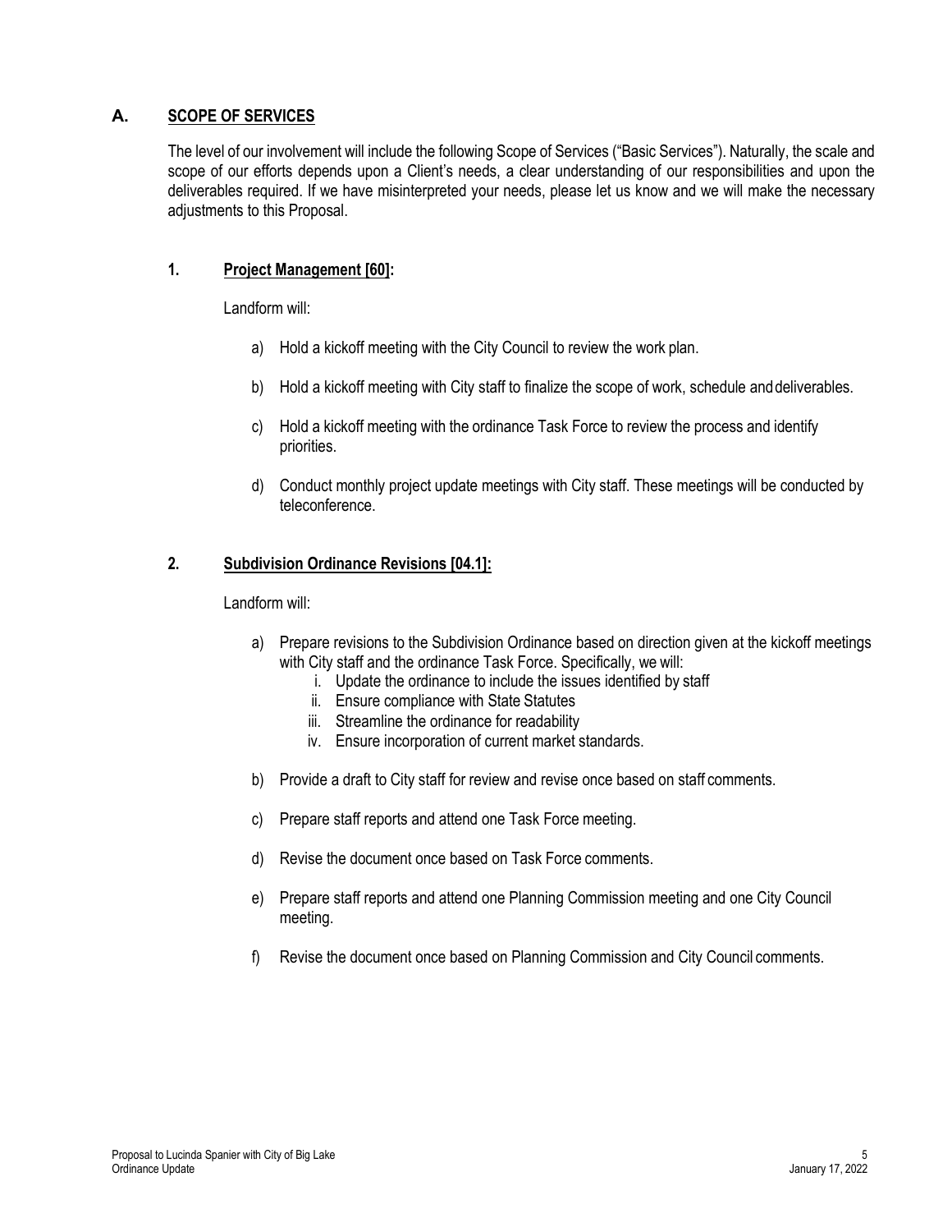## A. SCOPE OF SERVICES

The level of our involvement will include the following Scope of Services ("Basic Services"). Naturally, the scale and scope of our efforts depends upon a Client's needs, a clear understanding of our responsibilities and upon the deliverables required. If we have misinterpreted your needs, please let us know and we will make the necessary adjustments to this Proposal.

### 1. Project Management [60]:

Landform will:

a) Hold a kickoff meeting with the City Council to review the work plan.

b) Hold a kickoff meeting with City staff to finalize the scope of work, schedule and deliverables.

c) Hold a kickoff meeting with the ordinance Task Force to review the process and identify priorities.

d) Conduct monthly project update meetings with City staff. These meetings will be conducted by teleconference.

### 2. Subdivision Ordinance Revisions [04.1]:

Landform will:

a) Prepare revisions to the Subdivision Ordinance based on direction given at the kickoff meetings with City staff and the ordinance Task Force. Specifically, we will:
   i. Update the ordinance to include the issues identified by staff
   ii. Ensure compliance with State Statutes
   iii. Streamline the ordinance for readability
   iv. Ensure incorporation of current market standards.

b) Provide a draft to City staff for review and revise once based on staff comments.

c) Prepare staff reports and attend one Task Force meeting.

d) Revise the document once based on Task Force comments.

e) Prepare staff reports and attend one Planning Commission meeting and one City Council meeting.

f) Revise the document once based on Planning Commission and City Council comments.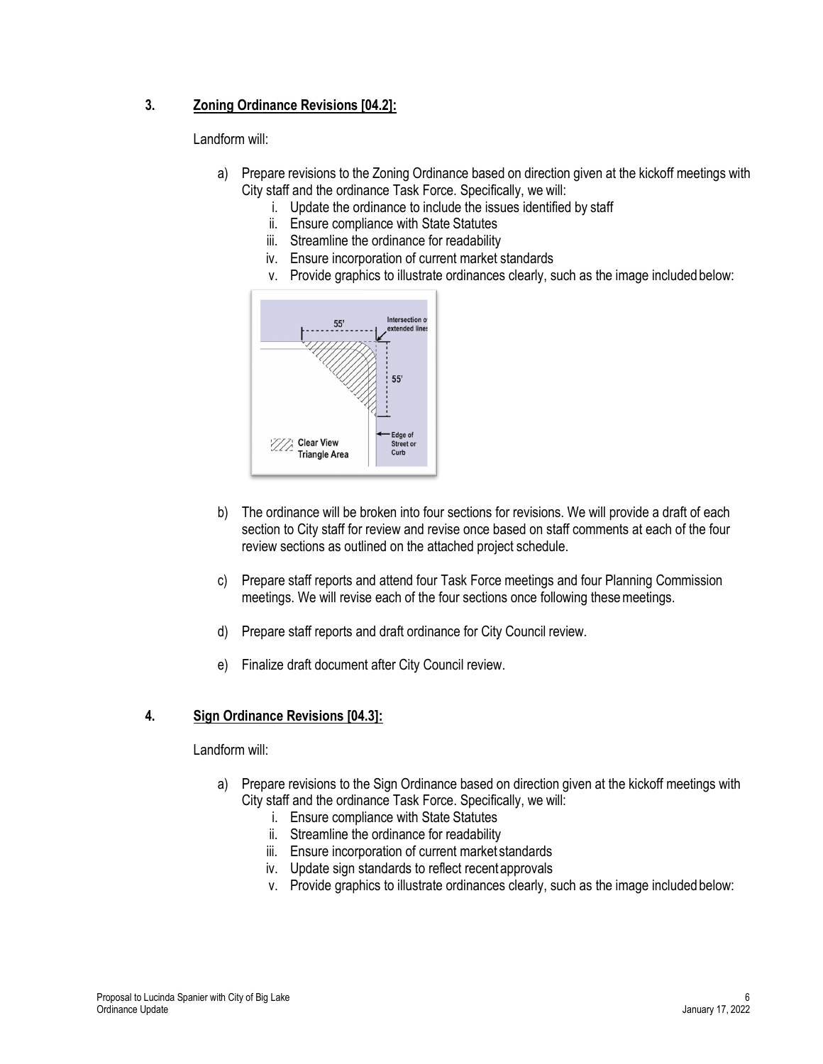### 3. Zoning Ordinance Revisions [04.2]:

Landform will:

a) Prepare revisions to the Zoning Ordinance based on direction given at the kickoff meetings with City staff and the ordinance Task Force. Specifically, we will:
   i. Update the ordinance to include the issues identified by staff
   ii. Ensure compliance with State Statutes
   iii. Streamline the ordinance for readability
   iv. Ensure incorporation of current market standards
   v. Provide graphics to illustrate ordinances clearly, such as the image included below:

b) The ordinance will be broken into four sections for revisions. We will provide a draft of each section to City staff for review and revise once based on staff comments at each of the four review sections as outlined on the attached project schedule.

c) Prepare staff reports and attend four Task Force meetings and four Planning Commission meetings. We will revise each of the four sections once following these meetings.

d) Prepare staff reports and draft ordinance for City Council review.

e) Finalize draft document after City Council review.

### 4. Sign Ordinance Revisions [04.3]:

Landform will:

a) Prepare revisions to the Sign Ordinance based on direction given at the kickoff meetings with City staff and the ordinance Task Force. Specifically, we will:
   i. Ensure compliance with State Statutes
   ii. Streamline the ordinance for readability
   iii. Ensure incorporation of current market standards
   iv. Update sign standards to reflect recent approvals
   v. Provide graphics to illustrate ordinances clearly, such as the image included below: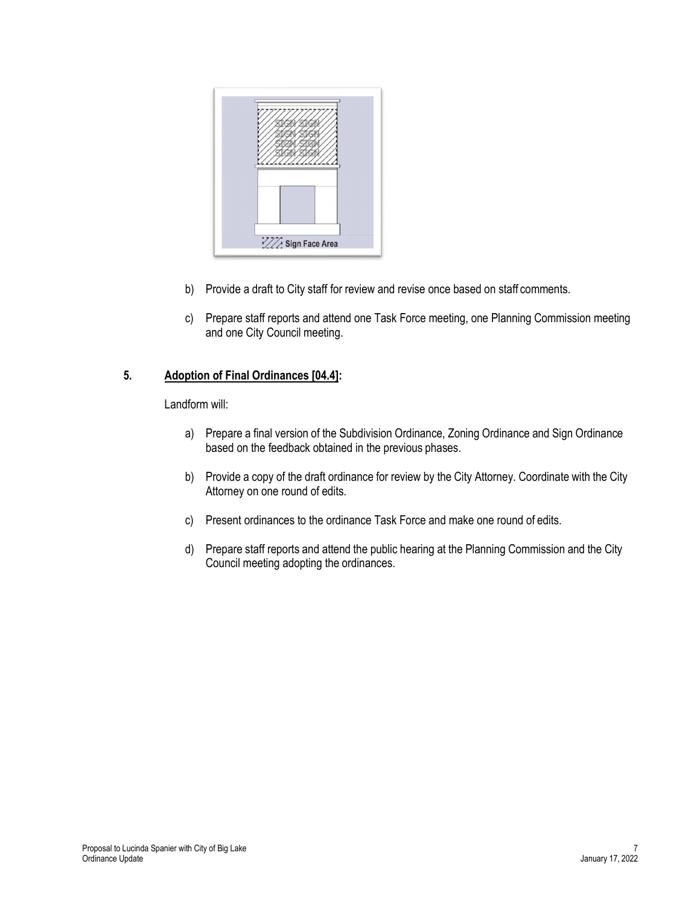b) Provide a draft to City staff for review and revise once based on staff comments.

c) Prepare staff reports and attend one Task Force meeting, one Planning Commission meeting and one City Council meeting.

**5. Adoption of Final Ordinances [04.4]:**

Landform will:

a) Prepare a final version of the Subdivision Ordinance, Zoning Ordinance and Sign Ordinance based on the feedback obtained in the previous phases.

b) Provide a copy of the draft ordinance for review by the City Attorney. Coordinate with the City Attorney on one round of edits.

c) Present ordinances to the ordinance Task Force and make one round of edits.

d) Prepare staff reports and attend the public hearing at the Planning Commission and the City Council meeting adopting the ordinances.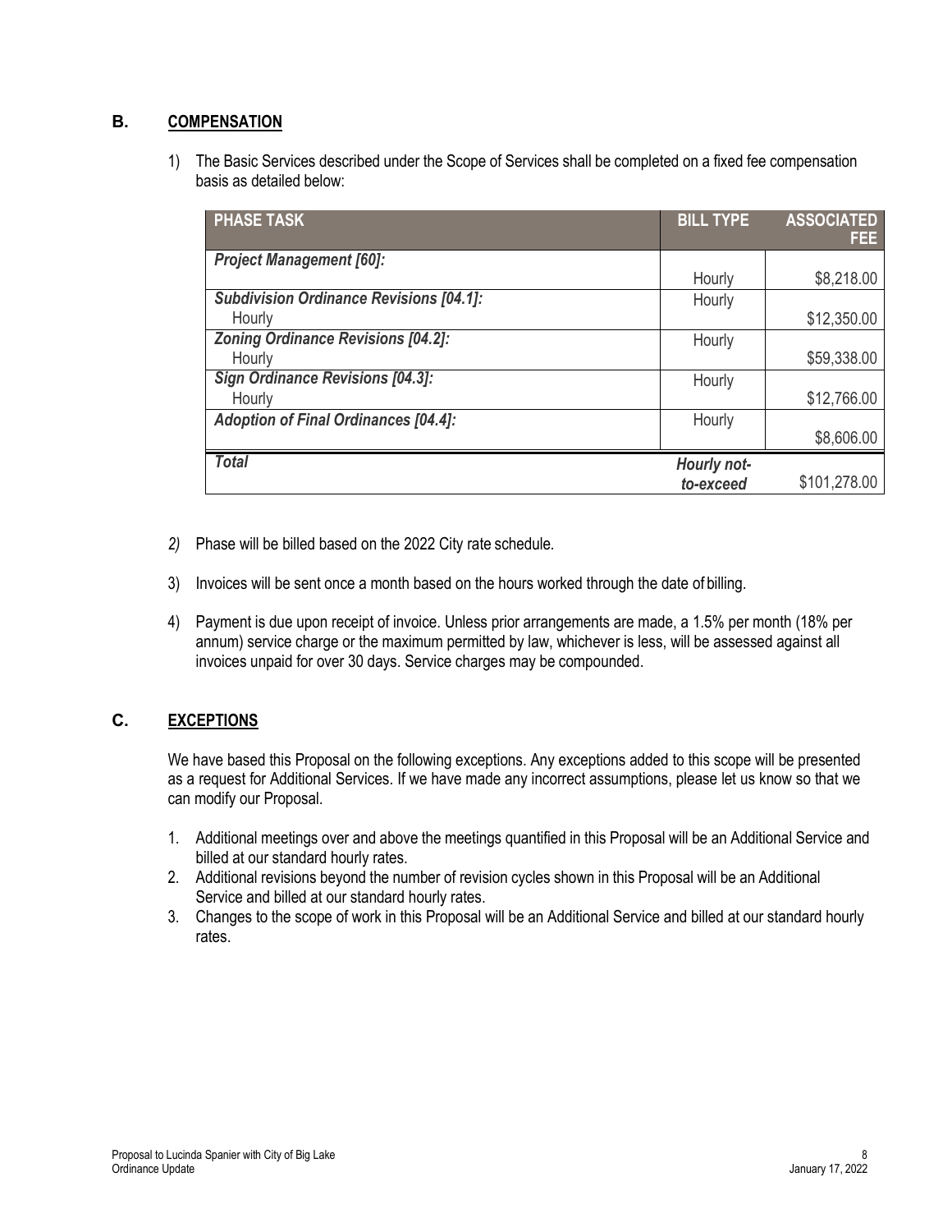## B. COMPENSATION

1) The Basic Services described under the Scope of Services shall be completed on a fixed fee compensation basis as detailed below:

| PHASE TASK | BILL TYPE | ASSOCIATED FEE |
|---|---|---|
| ***Project Management [60]:*** | Hourly | $8,218.00 |
| ***Subdivision Ordinance Revisions [04.1]:*** Hourly | Hourly | $12,350.00 |
| ***Zoning Ordinance Revisions [04.2]:*** Hourly | Hourly | $59,338.00 |
| ***Sign Ordinance Revisions [04.3]:*** Hourly | Hourly | $12,766.00 |
| ***Adoption of Final Ordinances [04.4]:*** | Hourly | $8,606.00 |
| ***Total*** | ***Hourly not-to-exceed*** | $101,278.00 |

*2)* Phase will be billed based on the 2022 City rate schedule.

3) Invoices will be sent once a month based on the hours worked through the date of billing.

4) Payment is due upon receipt of invoice. Unless prior arrangements are made, a 1.5% per month (18% per annum) service charge or the maximum permitted by law, whichever is less, will be assessed against all invoices unpaid for over 30 days. Service charges may be compounded.

## C. EXCEPTIONS

We have based this Proposal on the following exceptions. Any exceptions added to this scope will be presented as a request for Additional Services. If we have made any incorrect assumptions, please let us know so that we can modify our Proposal.

1. Additional meetings over and above the meetings quantified in this Proposal will be an Additional Service and billed at our standard hourly rates.
2. Additional revisions beyond the number of revision cycles shown in this Proposal will be an Additional Service and billed at our standard hourly rates.
3. Changes to the scope of work in this Proposal will be an Additional Service and billed at our standard hourly rates.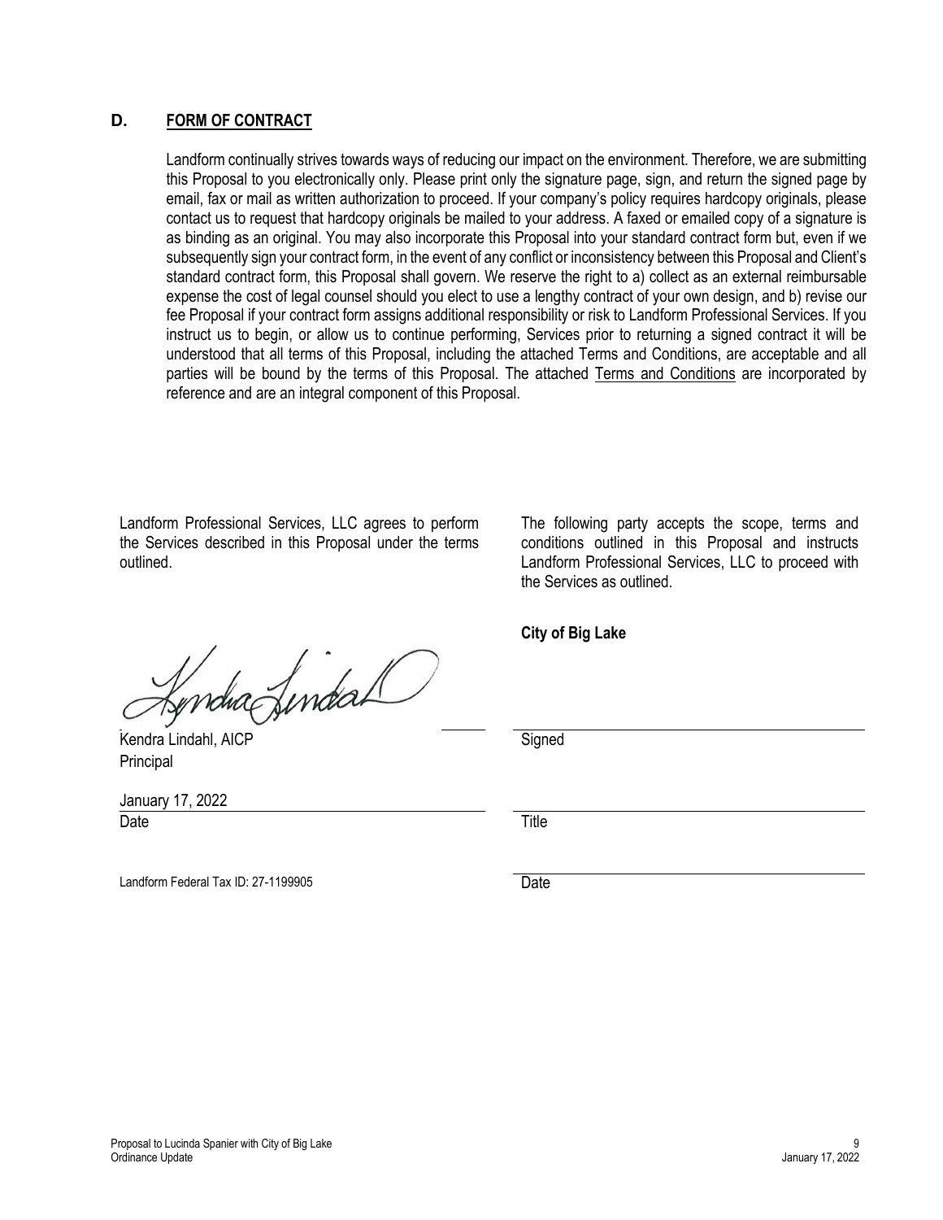## D. FORM OF CONTRACT

Landform continually strives towards ways of reducing our impact on the environment. Therefore, we are submitting this Proposal to you electronically only. Please print only the signature page, sign, and return the signed page by email, fax or mail as written authorization to proceed. If your company's policy requires hardcopy originals, please contact us to request that hardcopy originals be mailed to your address. A faxed or emailed copy of a signature is as binding as an original. You may also incorporate this Proposal into your standard contract form but, even if we subsequently sign your contract form, in the event of any conflict or inconsistency between this Proposal and Client's standard contract form, this Proposal shall govern. We reserve the right to a) collect as an external reimbursable expense the cost of legal counsel should you elect to use a lengthy contract of your own design, and b) revise our fee Proposal if your contract form assigns additional responsibility or risk to Landform Professional Services. If you instruct us to begin, or allow us to continue performing, Services prior to returning a signed contract it will be understood that all terms of this Proposal, including the attached Terms and Conditions, are acceptable and all parties will be bound by the terms of this Proposal. The attached Terms and Conditions are incorporated by reference and are an integral component of this Proposal.

Landform Professional Services, LLC agrees to perform the Services described in this Proposal under the terms outlined.

Kendra Lindahl, AICP
Principal

January 17, 2022
Date

Landform Federal Tax ID: 27-1199905

The following party accepts the scope, terms and conditions outlined in this Proposal and instructs Landform Professional Services, LLC to proceed with the Services as outlined.

**City of Big Lake**

Signed

Title

Date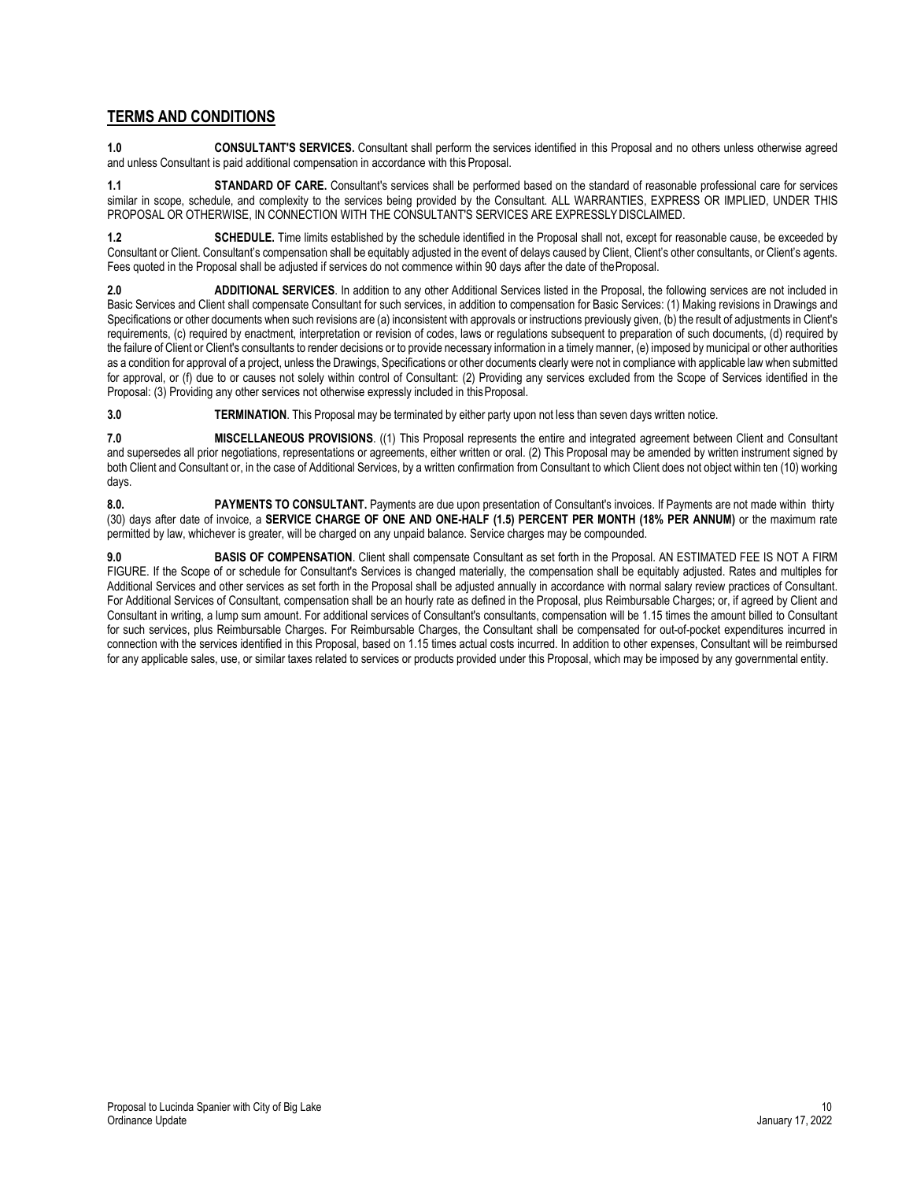## TERMS AND CONDITIONS

**1.0 CONSULTANT'S SERVICES.** Consultant shall perform the services identified in this Proposal and no others unless otherwise agreed and unless Consultant is paid additional compensation in accordance with this Proposal.

**1.1 STANDARD OF CARE.** Consultant's services shall be performed based on the standard of reasonable professional care for services similar in scope, schedule, and complexity to the services being provided by the Consultant. ALL WARRANTIES, EXPRESS OR IMPLIED, UNDER THIS PROPOSAL OR OTHERWISE, IN CONNECTION WITH THE CONSULTANT'S SERVICES ARE EXPRESSLY DISCLAIMED.

**1.2 SCHEDULE.** Time limits established by the schedule identified in the Proposal shall not, except for reasonable cause, be exceeded by Consultant or Client. Consultant's compensation shall be equitably adjusted in the event of delays caused by Client, Client's other consultants, or Client's agents. Fees quoted in the Proposal shall be adjusted if services do not commence within 90 days after the date of the Proposal.

**2.0 ADDITIONAL SERVICES**. In addition to any other Additional Services listed in the Proposal, the following services are not included in Basic Services and Client shall compensate Consultant for such services, in addition to compensation for Basic Services: (1) Making revisions in Drawings and Specifications or other documents when such revisions are (a) inconsistent with approvals or instructions previously given, (b) the result of adjustments in Client's requirements, (c) required by enactment, interpretation or revision of codes, laws or regulations subsequent to preparation of such documents, (d) required by the failure of Client or Client's consultants to render decisions or to provide necessary information in a timely manner, (e) imposed by municipal or other authorities as a condition for approval of a project, unless the Drawings, Specifications or other documents clearly were not in compliance with applicable law when submitted for approval, or (f) due to or causes not solely within control of Consultant: (2) Providing any services excluded from the Scope of Services identified in the Proposal: (3) Providing any other services not otherwise expressly included in this Proposal.

**3.0 TERMINATION**. This Proposal may be terminated by either party upon not less than seven days written notice.

**7.0 MISCELLANEOUS PROVISIONS**. ((1) This Proposal represents the entire and integrated agreement between Client and Consultant and supersedes all prior negotiations, representations or agreements, either written or oral. (2) This Proposal may be amended by written instrument signed by both Client and Consultant or, in the case of Additional Services, by a written confirmation from Consultant to which Client does not object within ten (10) working days.

**8.0. PAYMENTS TO CONSULTANT.** Payments are due upon presentation of Consultant's invoices. If Payments are not made within thirty (30) days after date of invoice, a **SERVICE CHARGE OF ONE AND ONE-HALF (1.5) PERCENT PER MONTH (18% PER ANNUM)** or the maximum rate permitted by law, whichever is greater, will be charged on any unpaid balance. Service charges may be compounded.

**9.0 BASIS OF COMPENSATION**. Client shall compensate Consultant as set forth in the Proposal. AN ESTIMATED FEE IS NOT A FIRM FIGURE. If the Scope of or schedule for Consultant's Services is changed materially, the compensation shall be equitably adjusted. Rates and multiples for Additional Services and other services as set forth in the Proposal shall be adjusted annually in accordance with normal salary review practices of Consultant. For Additional Services of Consultant, compensation shall be an hourly rate as defined in the Proposal, plus Reimbursable Charges; or, if agreed by Client and Consultant in writing, a lump sum amount. For additional services of Consultant's consultants, compensation will be 1.15 times the amount billed to Consultant for such services, plus Reimbursable Charges. For Reimbursable Charges, the Consultant shall be compensated for out-of-pocket expenditures incurred in connection with the services identified in this Proposal, based on 1.15 times actual costs incurred. In addition to other expenses, Consultant will be reimbursed for any applicable sales, use, or similar taxes related to services or products provided under this Proposal, which may be imposed by any governmental entity.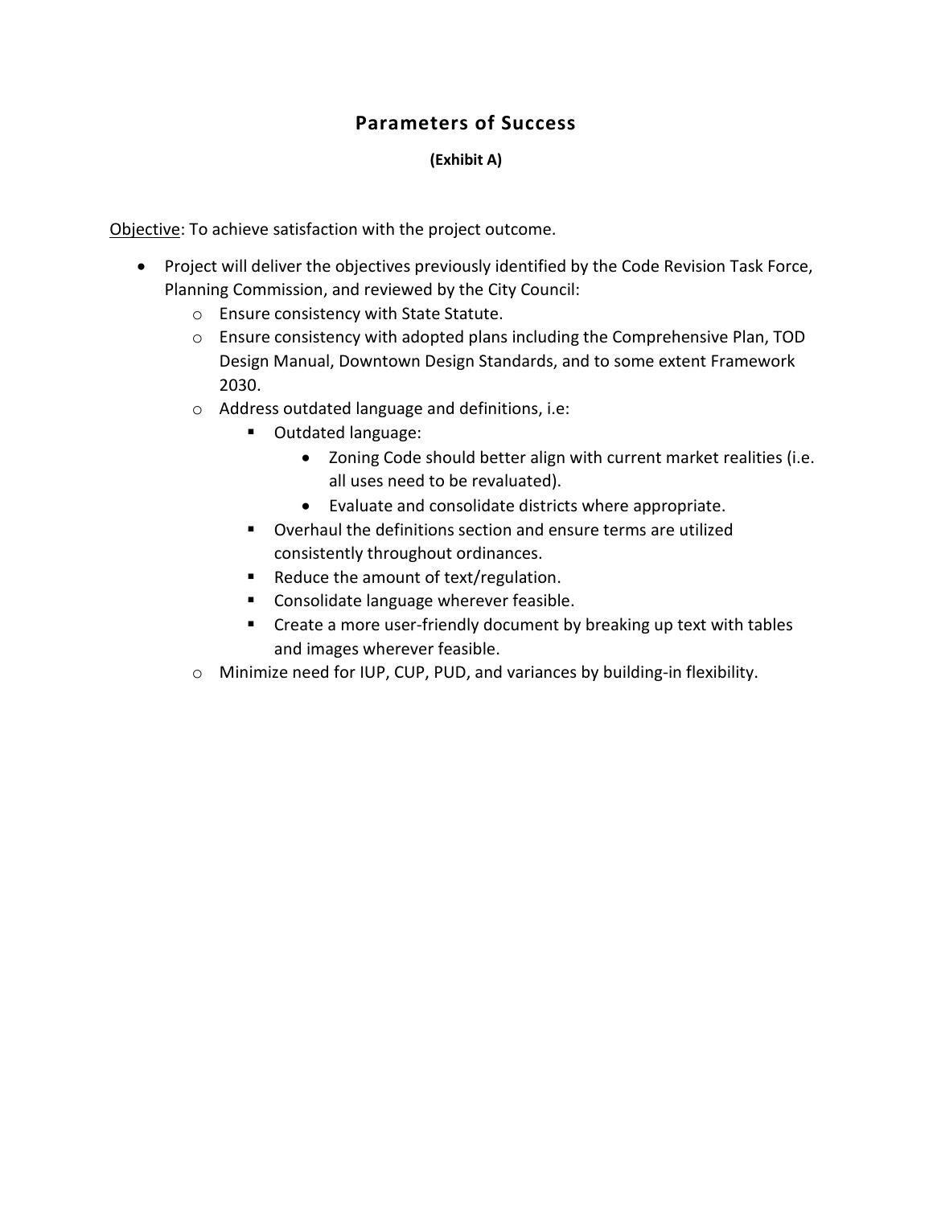## Parameters of Success

**(Exhibit A)**

Objective: To achieve satisfaction with the project outcome.

- Project will deliver the objectives previously identified by the Code Revision Task Force, Planning Commission, and reviewed by the City Council:
  - Ensure consistency with State Statute.
  - Ensure consistency with adopted plans including the Comprehensive Plan, TOD Design Manual, Downtown Design Standards, and to some extent Framework 2030.
  - Address outdated language and definitions, i.e:
    - Outdated language:
      - Zoning Code should better align with current market realities (i.e. all uses need to be revaluated).
      - Evaluate and consolidate districts where appropriate.
    - Overhaul the definitions section and ensure terms are utilized consistently throughout ordinances.
    - Reduce the amount of text/regulation.
    - Consolidate language wherever feasible.
    - Create a more user-friendly document by breaking up text with tables and images wherever feasible.
  - Minimize need for IUP, CUP, PUD, and variances by building-in flexibility.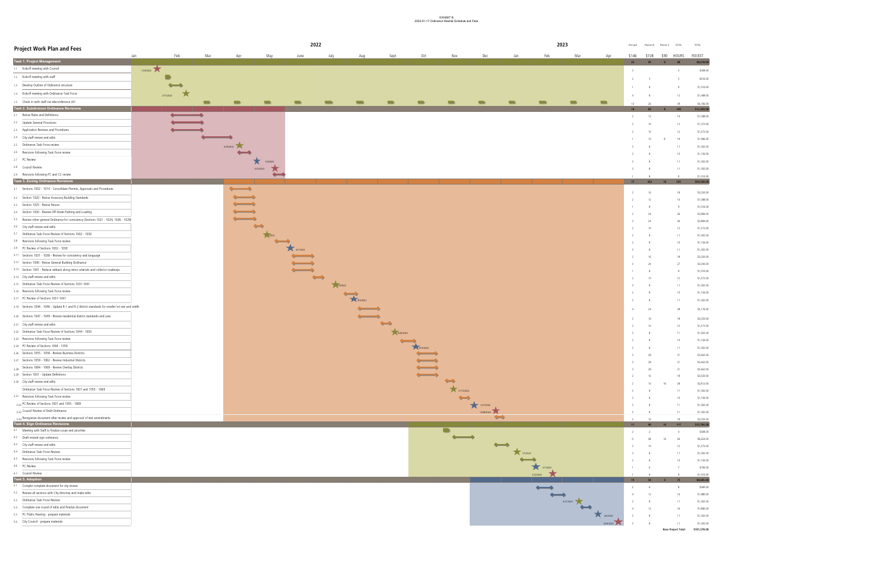EXHIBIT B
2022-01-17 Ordinance Rewrite Schedule and Fees

## Project Work Plan and Fees

| Task | Principal $146 | Planner III $108 | Planner II $90 | TOTAL HOURS | TOTAL FEE/EST |
|---|---|---|---|---|---|
| **Task 1. Project Management** | **22** | **45** | **0** | **68** | **$8,218.00** |
| 1.1 Kickoff meeting with Council | 3 | | | 3 | $438.00 |
| 1.2 Kickoff meeting with staff | 2 | 3 | | 5 | $616.00 |
| 1.3 Develop Outline of Ordinance structure | 1 | 8 | | 9 | $1,010.00 |
| 1.4 Kickoff meeting with Ordinance Task Force | 4 | 8 | | 12 | $1,448.00 |
| 1.5 Check in with staff via teleconference (A1 | 13 | 26 | | 39 | $4,706.00 |
| **Task 2. Subdivision Ordinance Revisions** | **19** | **82** | **8** | **109** | **$12,350.00** |
| 2.1 Revise Rules and Definitions | 2 | 12 | | 14 | $1,588.00 |
| 2.2 Update General Provisions | 2 | 10 | | 12 | $1,372.00 |
| 2.3 Application Reviews and Procedures | 2 | 10 | | 12 | $1,372.00 |
| 2.4 City staff review and edits | 1 | 10 | 8 | 19 | $1,946.00 |
| 2.5 Ordinance Task Force review | 3 | 8 | | 11 | $1,302.00 |
| 2.6 Revisions following Task Force review | 2 | 8 | | 10 | $1,156.00 |
| 2.7 PC Review | 3 | 8 | | 11 | $1,302.00 |
| 2.8 Council Review | 3 | 8 | | 11 | $1,302.00 |
| 2.9 Revisions following PC and CC review | 1 | 8 | | 9 | $1,010.00 |
| **Task 3. Zoning Ordinance Revisions** | **77** | **432** | **16** | **525** | **$59,038.00** |
| 3.1 Sections 1002 - 1014 - Consolidate Permits, Approvals and Procedures | 2 | 16 | | 18 | $2,020.00 |
| 3.2 Section 1020 - Revise Accessory Building Standards | 2 | 12 | | 14 | $1,588.00 |
| 3.3 Section 1025 - Revise Fences | 1 | 8 | | 9 | $1,010.00 |
| 3.4 Section 1030 - Review Off-Street Parking and Loading | 2 | 24 | | 26 | $2,884.00 |
| 3.5 Review other general Ordinance for consistency (Sections 1021 - 1024, 1026 - 1029) | 2 | 24 | | 26 | $2,884.00 |
| 3.6 City staff review and edits | 2 | 10 | | 12 | $1,372.00 |
| 3.7 Ordinance Task Force Review of Sections 1002 - 1030 | 3 | 8 | | 11 | $1,302.00 |
| 3.8 Revisions following Task Force review | 2 | 8 | | 10 | $1,156.00 |
| 3.9 PC Review of Sections 1002 - 1030 | 3 | 8 | | 11 | $1,302.00 |
| 3.11 Sections 1031 - 1038 - Review for consistency and language | 2 | 16 | | 18 | $2,020.00 |
| 3.12 Section 1040 - Revise General Building Ordinance | 3 | 24 | | 27 | $3,030.00 |
| 3.13 Section 1041 - Reduce setback along minor arterials and collector roadways | 1 | 8 | | 9 | $1,010.00 |
| 3.14 City staff review and edits | 2 | 10 | | 12 | $1,372.00 |
| 3.15 Ordinance Task Force Review of Sections 1031-1041 | 3 | 8 | | 11 | $1,302.00 |
| 3.16 Revisions following Task Force review | 2 | 8 | | 10 | $1,156.00 |
| 3.17 PC Review of Sections 1031-1041 | 3 | 8 | | 11 | $1,302.00 |
| 3.18 Sections 1044 - 1046 - Update R-1 and R-2 district standards for smaller lot size and width | 4 | 24 | | 28 | $3,176.00 |
| 3.20 Sections 1047 - 1049 - Review residential district standards and uses | 2 | 16 | | 18 | $2,020.00 |
| 3.21 City staff review and edits | 2 | 10 | | 12 | $1,372.00 |
| 3.22 Ordinance Task Force Review of Sections 1044 - 1050 | 3 | 8 | | 11 | $1,302.00 |
| 3.23 Revisions following Task Force review | 2 | 8 | | 10 | $1,156.00 |
| 3.26 PC Review of Sections 1044 - 1050 | 3 | 8 | | 11 | $1,302.00 |
| 3.26 Sections 1055 - 1058 - Review Business Districts | 3 | 28 | | 31 | $3,462.00 |
| 3.27 Sections 1059 - 1062 - Review Industrial Districts | 3 | 28 | | 31 | $3,462.00 |
| 3.28 Sections 1064 - 1069 - Review Overlay Districts | 3 | 28 | | 31 | $3,462.00 |
| 3.29 Section 1001 - Update Definitions | 2 | 16 | | 18 | $2,020.00 |
| 3.30 City staff review and edits | 2 | 10 | 16 | 28 | $2,812.00 |
| Ordinance Task Force Review of Sections 1001 and 1055 - 1069 | 3 | 8 | | 11 | $1,302.00 |
| 3.31 Revisions following Task Force review | 2 | 8 | | 10 | $1,156.00 |
| 3.32 PC Review of Sections 1001 and 1055 - 1069 | 3 | 8 | | 11 | $1,302.00 |
| 3.33 Council Review of Draft Ordinance | 3 | 8 | | 11 | $1,302.00 |
| 3.34 Reorganize document after review and approval of text amendments | 2 | 16 | | 18 | $2,020.00 |
| **Task 4. Sign Ordinance Revisions** | **11** | **90** | **16** | **117** | **$12,766.00** |
| 4.1 Meeting with Staff to finalize scope and priorities | 2 | 2 | | 4 | $508.00 |
| 4.2 Draft revised sign ordinance | 0 | 48 | 16 | 64 | $6,624.00 |
| 4.3 City staff review and edits | 2 | 10 | | 12 | $1,372.00 |
| 4.4 Ordinance Task Force Review | 3 | 8 | | 11 | $1,302.00 |
| 4.5 Revisions following Task Force review | 2 | 8 | | 10 | $1,156.00 |
| 4.6 PC Review | 1 | 6 | | 7 | $794.00 |
| 4.7 Council Review | 1 | 8 | | 9 | $1,010.00 |
| **Task 5. Adoption** | **19** | **54** | **0** | **73** | **$8,606.00** |
| 5.1 Compile complete document for city review | 2 | 6 | | 8 | $940.00 |
| 5.2 Review all sections with City Attorney and make edits | 4 | 12 | | 16 | $1,880.00 |
| 5.2 Ordinance Task Force Review | 3 | 8 | | 11 | $1,302.00 |
| 5.4 Complete one round of edits and finalize document | 4 | 12 | | 16 | $1,880.00 |
| 5.5 PC Public Hearing - prepare materials | 3 | 8 | | 11 | $1,302.00 |
| 5.6 City Council - prepare materials | 3 | 8 | | 11 | $1,302.00 |
| | | | | **Base Project Total** | **$101,278.00** |

Schedule milestones (2022 – 2023): 1/26/2022 Kickoff meeting with Council; 2/15/2022 Kickoff meeting with Ordinance Task Force; 4/18/2022 Ordinance Task Force review; 5/3/2022 PC Review; 5/23/2022 Council Review; 6/1/2022 PC Review of Sections 1002 - 1030; 8/2022 Ordinance Task Force Review of Sections 1031-1041; 8/30/2022 Ordinance Task Force Review of Sections 1044 - 1050; 10/5/2022 PC Review of Sections 1044 - 1050; 11/15/2022 Ordinance Task Force Review of Sections 1001 and 1055 - 1069; 12/7/2022 PC Review of Sections 1001 and 1055 - 1069; 12/28/2022 Council Review of Draft Ordinance; 1/5/2023 Sign Ordinance Task Force Review; 2/7/2023 Sign PC Review; 2/22/2023 Sign Council Review; 3/21/2023 Adoption Ordinance Task Force Review; 4/5/2023 PC Public Hearing; 4/26/2023 City Council.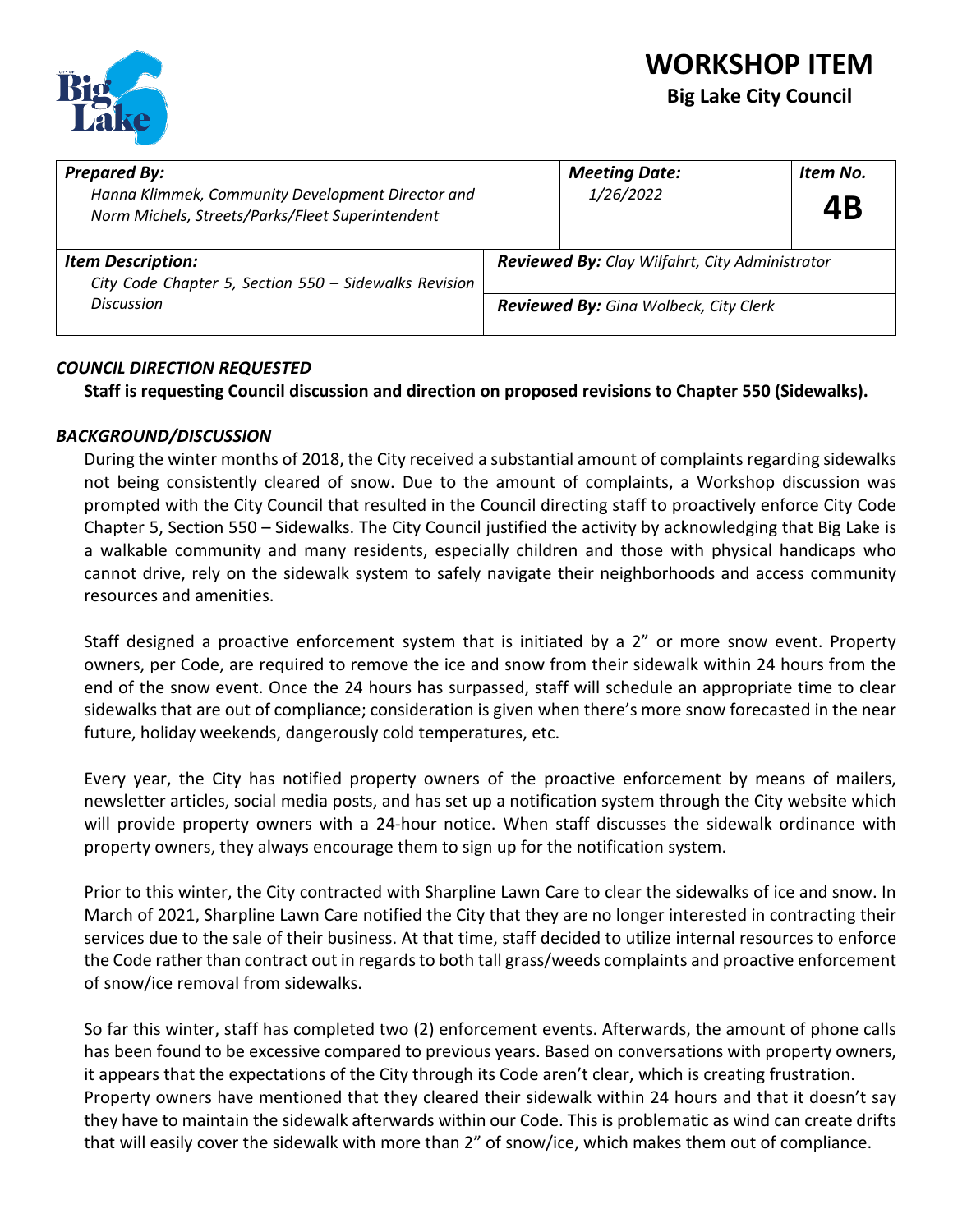# WORKSHOP ITEM

**Big Lake City Council**

| ***Prepared By:*** *Hanna Klimmek, Community Development Director and Norm Michels, Streets/Parks/Fleet Superintendent* | ***Meeting Date:*** *1/26/2022* | ***Item No.*** **4B** |
|---|---|---|
| ***Item Description:*** *City Code Chapter 5, Section 550 – Sidewalks Revision Discussion* | ***Reviewed By:*** *Clay Wilfahrt, City Administrator* | |
| | ***Reviewed By:*** *Gina Wolbeck, City Clerk* | |

## *COUNCIL DIRECTION REQUESTED*

**Staff is requesting Council discussion and direction on proposed revisions to Chapter 550 (Sidewalks).**

## *BACKGROUND/DISCUSSION*

During the winter months of 2018, the City received a substantial amount of complaints regarding sidewalks not being consistently cleared of snow. Due to the amount of complaints, a Workshop discussion was prompted with the City Council that resulted in the Council directing staff to proactively enforce City Code Chapter 5, Section 550 – Sidewalks. The City Council justified the activity by acknowledging that Big Lake is a walkable community and many residents, especially children and those with physical handicaps who cannot drive, rely on the sidewalk system to safely navigate their neighborhoods and access community resources and amenities.

Staff designed a proactive enforcement system that is initiated by a 2" or more snow event. Property owners, per Code, are required to remove the ice and snow from their sidewalk within 24 hours from the end of the snow event. Once the 24 hours has surpassed, staff will schedule an appropriate time to clear sidewalks that are out of compliance; consideration is given when there's more snow forecasted in the near future, holiday weekends, dangerously cold temperatures, etc.

Every year, the City has notified property owners of the proactive enforcement by means of mailers, newsletter articles, social media posts, and has set up a notification system through the City website which will provide property owners with a 24-hour notice. When staff discusses the sidewalk ordinance with property owners, they always encourage them to sign up for the notification system.

Prior to this winter, the City contracted with Sharpline Lawn Care to clear the sidewalks of ice and snow. In March of 2021, Sharpline Lawn Care notified the City that they are no longer interested in contracting their services due to the sale of their business. At that time, staff decided to utilize internal resources to enforce the Code rather than contract out in regards to both tall grass/weeds complaints and proactive enforcement of snow/ice removal from sidewalks.

So far this winter, staff has completed two (2) enforcement events. Afterwards, the amount of phone calls has been found to be excessive compared to previous years. Based on conversations with property owners, it appears that the expectations of the City through its Code aren't clear, which is creating frustration. Property owners have mentioned that they cleared their sidewalk within 24 hours and that it doesn't say they have to maintain the sidewalk afterwards within our Code. This is problematic as wind can create drifts that will easily cover the sidewalk with more than 2" of snow/ice, which makes them out of compliance.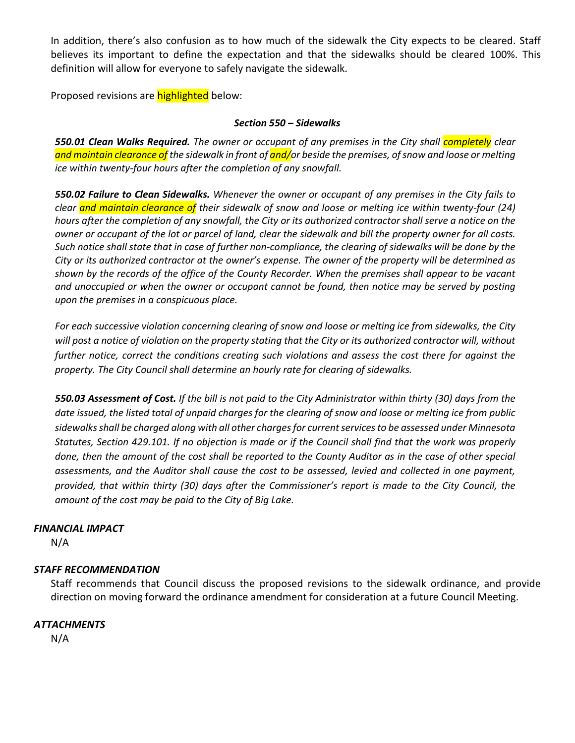In addition, there's also confusion as to how much of the sidewalk the City expects to be cleared. Staff believes its important to define the expectation and that the sidewalks should be cleared 100%. This definition will allow for everyone to safely navigate the sidewalk.

Proposed revisions are highlighted below:

***Section 550 – Sidewalks***

***550.01 Clean Walks Required.*** *The owner or occupant of any premises in the City shall completely clear and maintain clearance of the sidewalk in front of and/or beside the premises, of snow and loose or melting ice within twenty-four hours after the completion of any snowfall.*

***550.02 Failure to Clean Sidewalks.*** *Whenever the owner or occupant of any premises in the City fails to clear and maintain clearance of their sidewalk of snow and loose or melting ice within twenty-four (24) hours after the completion of any snowfall, the City or its authorized contractor shall serve a notice on the owner or occupant of the lot or parcel of land, clear the sidewalk and bill the property owner for all costs. Such notice shall state that in case of further non-compliance, the clearing of sidewalks will be done by the City or its authorized contractor at the owner's expense. The owner of the property will be determined as shown by the records of the office of the County Recorder. When the premises shall appear to be vacant and unoccupied or when the owner or occupant cannot be found, then notice may be served by posting upon the premises in a conspicuous place.*

*For each successive violation concerning clearing of snow and loose or melting ice from sidewalks, the City will post a notice of violation on the property stating that the City or its authorized contractor will, without further notice, correct the conditions creating such violations and assess the cost there for against the property. The City Council shall determine an hourly rate for clearing of sidewalks.*

***550.03 Assessment of Cost.*** *If the bill is not paid to the City Administrator within thirty (30) days from the date issued, the listed total of unpaid charges for the clearing of snow and loose or melting ice from public sidewalks shall be charged along with all other charges for current services to be assessed under Minnesota Statutes, Section 429.101. If no objection is made or if the Council shall find that the work was properly done, then the amount of the cost shall be reported to the County Auditor as in the case of other special assessments, and the Auditor shall cause the cost to be assessed, levied and collected in one payment, provided, that within thirty (30) days after the Commissioner's report is made to the City Council, the amount of the cost may be paid to the City of Big Lake.*

***FINANCIAL IMPACT***

N/A

***STAFF RECOMMENDATION***

Staff recommends that Council discuss the proposed revisions to the sidewalk ordinance, and provide direction on moving forward the ordinance amendment for consideration at a future Council Meeting.

***ATTACHMENTS***

N/A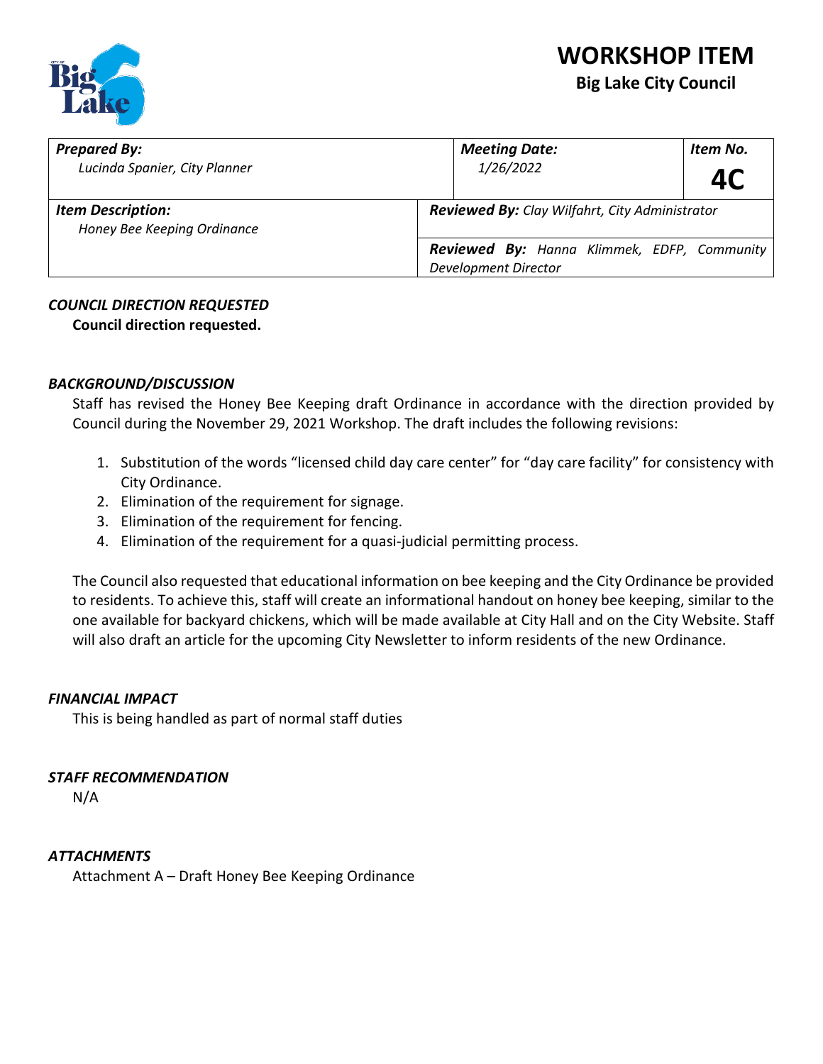# WORKSHOP ITEM

**Big Lake City Council**

| ***Prepared By:*** *Lucinda Spanier, City Planner* | ***Meeting Date:*** *1/26/2022* | ***Item No.*** **4C** |
|---|---|---|
| ***Item Description:*** *Honey Bee Keeping Ordinance* | ***Reviewed By:*** *Clay Wilfahrt, City Administrator* | |
| | ***Reviewed By:*** *Hanna Klimmek, EDFP, Community Development Director* | |

### *COUNCIL DIRECTION REQUESTED*

**Council direction requested.**

### *BACKGROUND/DISCUSSION*

Staff has revised the Honey Bee Keeping draft Ordinance in accordance with the direction provided by Council during the November 29, 2021 Workshop. The draft includes the following revisions:

1. Substitution of the words "licensed child day care center" for "day care facility" for consistency with City Ordinance.
2. Elimination of the requirement for signage.
3. Elimination of the requirement for fencing.
4. Elimination of the requirement for a quasi-judicial permitting process.

The Council also requested that educational information on bee keeping and the City Ordinance be provided to residents. To achieve this, staff will create an informational handout on honey bee keeping, similar to the one available for backyard chickens, which will be made available at City Hall and on the City Website. Staff will also draft an article for the upcoming City Newsletter to inform residents of the new Ordinance.

### *FINANCIAL IMPACT*

This is being handled as part of normal staff duties

### *STAFF RECOMMENDATION*

N/A

### *ATTACHMENTS*

Attachment A – Draft Honey Bee Keeping Ordinance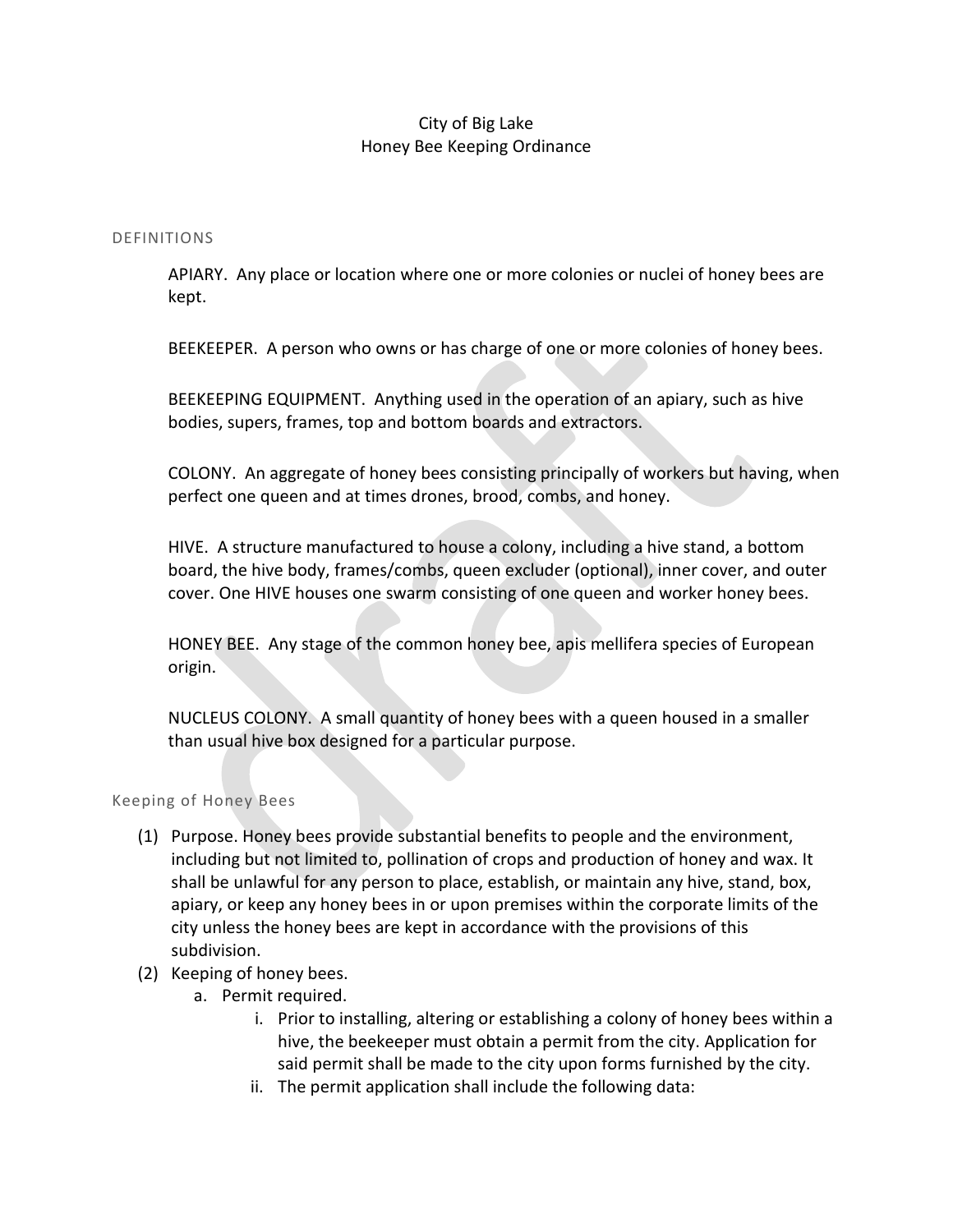City of Big Lake
Honey Bee Keeping Ordinance

## DEFINITIONS

APIARY. Any place or location where one or more colonies or nuclei of honey bees are kept.

BEEKEEPER. A person who owns or has charge of one or more colonies of honey bees.

BEEKEEPING EQUIPMENT. Anything used in the operation of an apiary, such as hive bodies, supers, frames, top and bottom boards and extractors.

COLONY. An aggregate of honey bees consisting principally of workers but having, when perfect one queen and at times drones, brood, combs, and honey.

HIVE. A structure manufactured to house a colony, including a hive stand, a bottom board, the hive body, frames/combs, queen excluder (optional), inner cover, and outer cover. One HIVE houses one swarm consisting of one queen and worker honey bees.

HONEY BEE. Any stage of the common honey bee, apis mellifera species of European origin.

NUCLEUS COLONY. A small quantity of honey bees with a queen housed in a smaller than usual hive box designed for a particular purpose.

## Keeping of Honey Bees

(1) Purpose. Honey bees provide substantial benefits to people and the environment, including but not limited to, pollination of crops and production of honey and wax. It shall be unlawful for any person to place, establish, or maintain any hive, stand, box, apiary, or keep any honey bees in or upon premises within the corporate limits of the city unless the honey bees are kept in accordance with the provisions of this subdivision.

(2) Keeping of honey bees.
   a. Permit required.
      i. Prior to installing, altering or establishing a colony of honey bees within a hive, the beekeeper must obtain a permit from the city. Application for said permit shall be made to the city upon forms furnished by the city.
      ii. The permit application shall include the following data: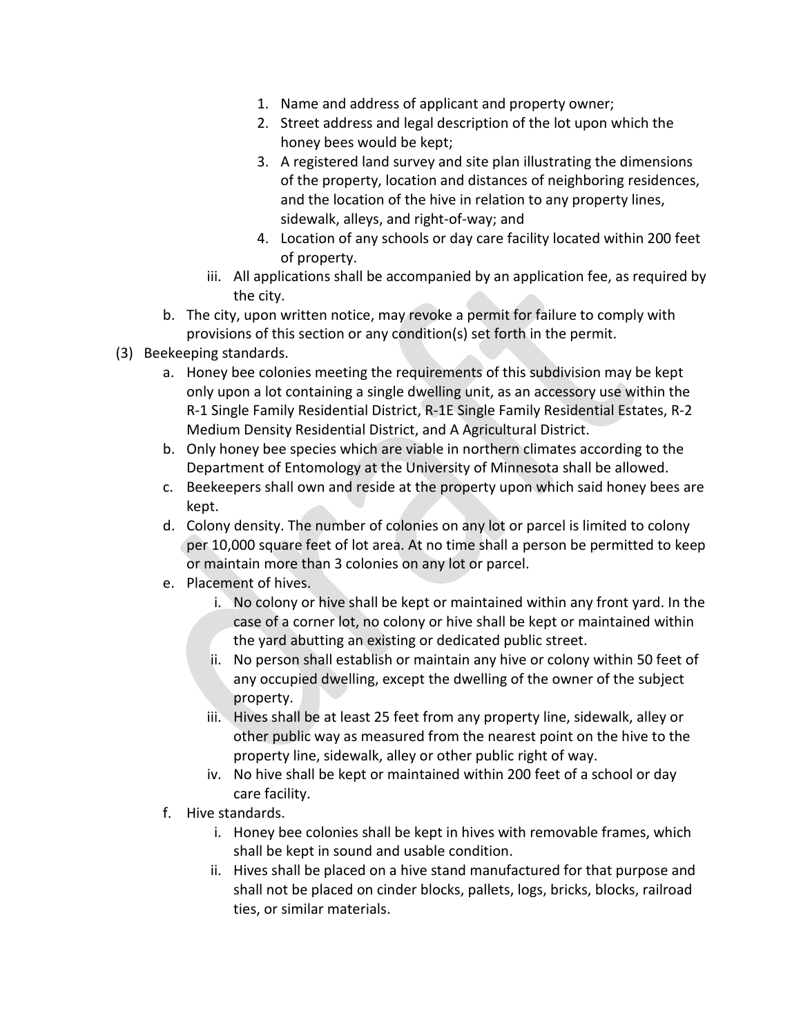1. Name and address of applicant and property owner;
2. Street address and legal description of the lot upon which the honey bees would be kept;
3. A registered land survey and site plan illustrating the dimensions of the property, location and distances of neighboring residences, and the location of the hive in relation to any property lines, sidewalk, alleys, and right-of-way; and
4. Location of any schools or day care facility located within 200 feet of property.

iii. All applications shall be accompanied by an application fee, as required by the city.

b. The city, upon written notice, may revoke a permit for failure to comply with provisions of this section or any condition(s) set forth in the permit.

(3) Beekeeping standards.

a. Honey bee colonies meeting the requirements of this subdivision may be kept only upon a lot containing a single dwelling unit, as an accessory use within the R-1 Single Family Residential District, R-1E Single Family Residential Estates, R-2 Medium Density Residential District, and A Agricultural District.

b. Only honey bee species which are viable in northern climates according to the Department of Entomology at the University of Minnesota shall be allowed.

c. Beekeepers shall own and reside at the property upon which said honey bees are kept.

d. Colony density. The number of colonies on any lot or parcel is limited to colony per 10,000 square feet of lot area. At no time shall a person be permitted to keep or maintain more than 3 colonies on any lot or parcel.

e. Placement of hives.

i. No colony or hive shall be kept or maintained within any front yard. In the case of a corner lot, no colony or hive shall be kept or maintained within the yard abutting an existing or dedicated public street.

ii. No person shall establish or maintain any hive or colony within 50 feet of any occupied dwelling, except the dwelling of the owner of the subject property.

iii. Hives shall be at least 25 feet from any property line, sidewalk, alley or other public way as measured from the nearest point on the hive to the property line, sidewalk, alley or other public right of way.

iv. No hive shall be kept or maintained within 200 feet of a school or day care facility.

f. Hive standards.

i. Honey bee colonies shall be kept in hives with removable frames, which shall be kept in sound and usable condition.

ii. Hives shall be placed on a hive stand manufactured for that purpose and shall not be placed on cinder blocks, pallets, logs, bricks, blocks, railroad ties, or similar materials.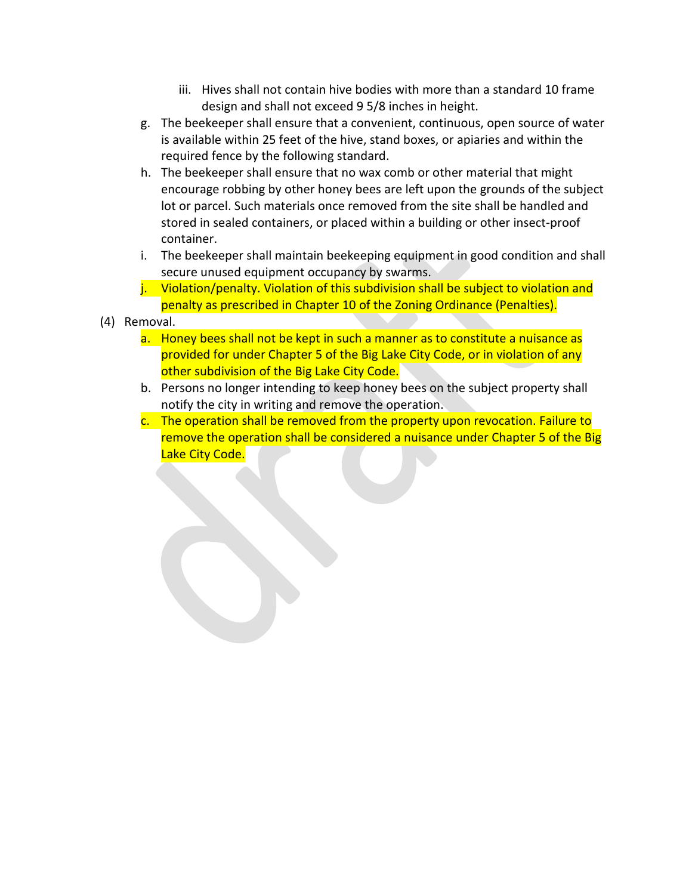iii. Hives shall not contain hive bodies with more than a standard 10 frame design and shall not exceed 9 5/8 inches in height.

g. The beekeeper shall ensure that a convenient, continuous, open source of water is available within 25 feet of the hive, stand boxes, or apiaries and within the required fence by the following standard.

h. The beekeeper shall ensure that no wax comb or other material that might encourage robbing by other honey bees are left upon the grounds of the subject lot or parcel. Such materials once removed from the site shall be handled and stored in sealed containers, or placed within a building or other insect-proof container.

i. The beekeeper shall maintain beekeeping equipment in good condition and shall secure unused equipment occupancy by swarms.

j. Violation/penalty. Violation of this subdivision shall be subject to violation and penalty as prescribed in Chapter 10 of the Zoning Ordinance (Penalties).

(4) Removal.

a. Honey bees shall not be kept in such a manner as to constitute a nuisance as provided for under Chapter 5 of the Big Lake City Code, or in violation of any other subdivision of the Big Lake City Code.

b. Persons no longer intending to keep honey bees on the subject property shall notify the city in writing and remove the operation.

c. The operation shall be removed from the property upon revocation. Failure to remove the operation shall be considered a nuisance under Chapter 5 of the Big Lake City Code.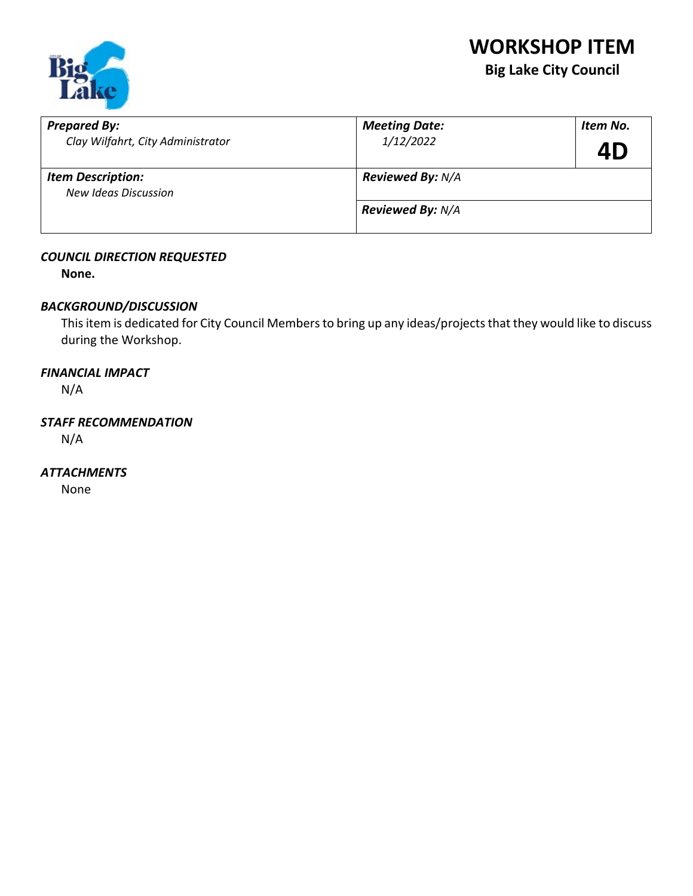# WORKSHOP ITEM

**Big Lake City Council**

| | | |
|---|---|---|
| ***Prepared By:*** *Clay Wilfahrt, City Administrator* | ***Meeting Date:*** *1/12/2022* | ***Item No.*** **4D** |
| ***Item Description:*** *New Ideas Discussion* | ***Reviewed By:*** *N/A* | |
| | ***Reviewed By:*** *N/A* | |

***COUNCIL DIRECTION REQUESTED***

**None.**

***BACKGROUND/DISCUSSION***

This item is dedicated for City Council Members to bring up any ideas/projects that they would like to discuss during the Workshop.

***FINANCIAL IMPACT***

N/A

***STAFF RECOMMENDATION***

N/A

***ATTACHMENTS***

None